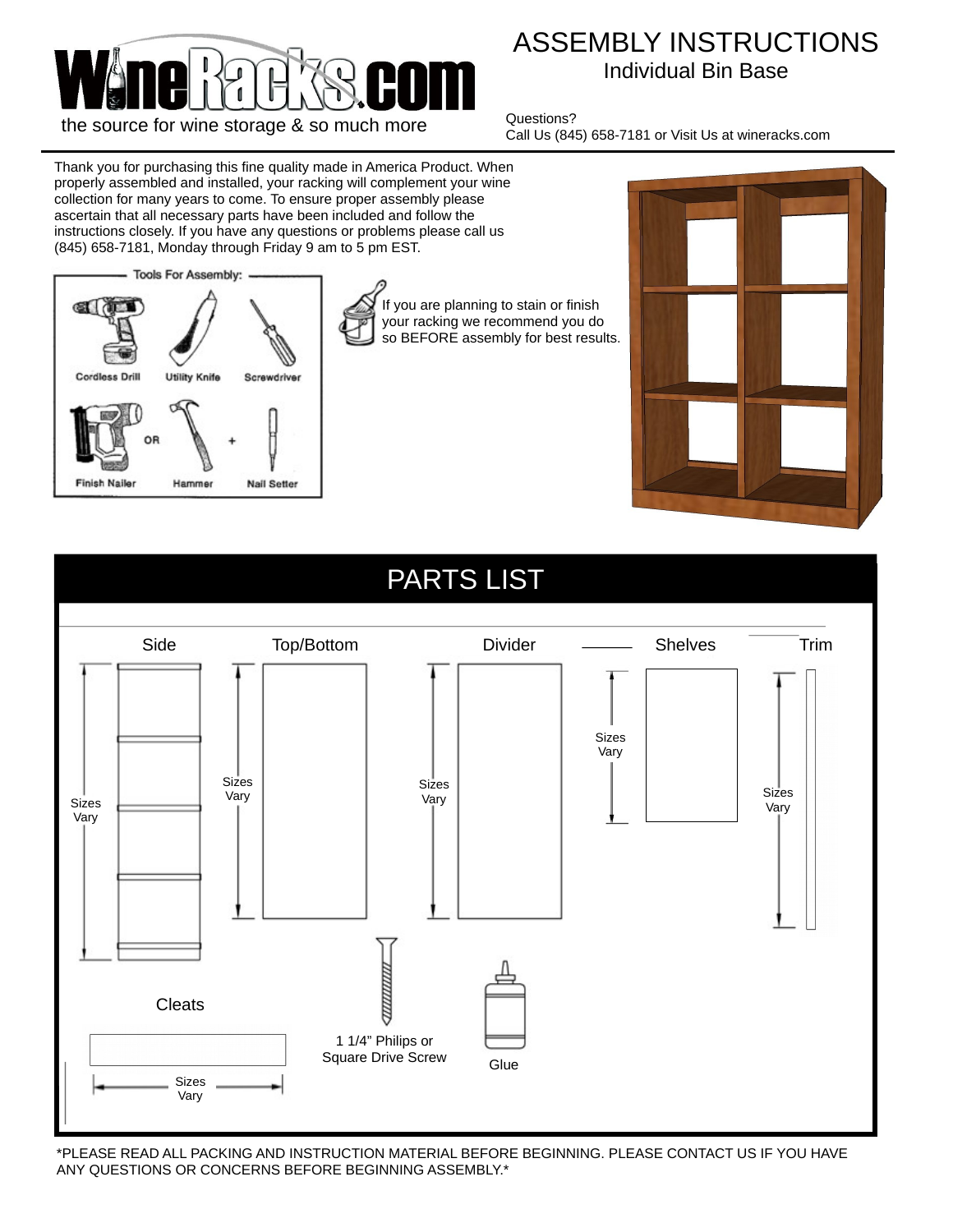# WineRacks.com

the source for wine storage & so much more

# ASSEMBLY INSTRUCTIONS

## Individual Bin Base

Questions?
Call Us (845) 658-7181 or Visit Us at wineracks.com

Thank you for purchasing this fine quality made in America Product. When properly assembled and installed, your racking will complement your wine collection for many years to come. To ensure proper assembly please ascertain that all necessary parts have been included and follow the instructions closely. If you have any questions or problems please call us (845) 658-7181, Monday through Friday 9 am to 5 pm EST.

**Tools For Assembly:**

- Cordless Drill
- Utility Knife
- Screwdriver
- Finish Nailer OR Hammer + Nail Setter

If you are planning to stain or finish your racking we recommend you do so BEFORE assembly for best results.

## PARTS LIST

- Side — Sizes Vary
- Top/Bottom — Sizes Vary
- Divider — Sizes Vary
- Shelves — Sizes Vary
- Trim — Sizes Vary
- Cleats — Sizes Vary
- 1 1/4" Philips or Square Drive Screw
- Glue

*PLEASE READ ALL PACKING AND INSTRUCTION MATERIAL BEFORE BEGINNING. PLEASE CONTACT US IF YOU HAVE ANY QUESTIONS OR CONCERNS BEFORE BEGINNING ASSEMBLY.*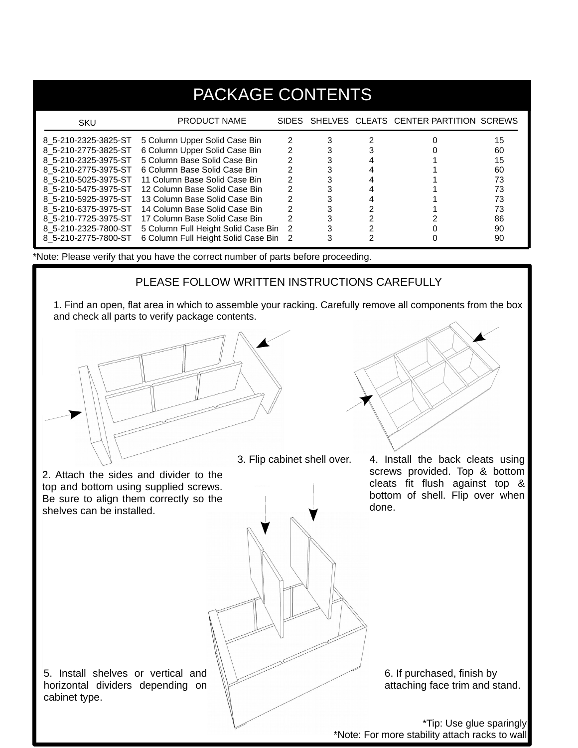# PACKAGE CONTENTS

| SKU | PRODUCT NAME | SIDES | SHELVES | CLEATS | CENTER PARTITION | SCREWS |
|---|---|---|---|---|---|---|
| 8_5-210-2325-3825-ST | 5 Column Upper Solid Case Bin | 2 | 3 | 2 | 0 | 15 |
| 8_5-210-2775-3825-ST | 6 Column Upper Solid Case Bin | 2 | 3 | 3 | 0 | 60 |
| 8_5-210-2325-3975-ST | 5 Column Base Solid Case Bin | 2 | 3 | 4 | 1 | 15 |
| 8_5-210-2775-3975-ST | 6 Column Base Solid Case Bin | 2 | 3 | 4 | 1 | 60 |
| 8_5-210-5025-3975-ST | 11 Column Base Solid Case Bin | 2 | 3 | 4 | 1 | 73 |
| 8_5-210-5475-3975-ST | 12 Column Base Solid Case Bin | 2 | 3 | 4 | 1 | 73 |
| 8_5-210-5925-3975-ST | 13 Column Base Solid Case Bin | 2 | 3 | 4 | 1 | 73 |
| 8_5-210-6375-3975-ST | 14 Column Base Solid Case Bin | 2 | 3 | 2 | 1 | 73 |
| 8_5-210-7725-3975-ST | 17 Column Base Solid Case Bin | 2 | 3 | 2 | 2 | 86 |
| 8_5-210-2325-7800-ST | 5 Column Full Height Solid Case Bin | 2 | 3 | 2 | 0 | 90 |
| 8_5-210-2775-7800-ST | 6 Column Full Height Solid Case Bin | 2 | 3 | 2 | 0 | 90 |

*Note: Please verify that you have the correct number of parts before proceeding.

## PLEASE FOLLOW WRITTEN INSTRUCTIONS CAREFULLY

1. Find an open, flat area in which to assemble your racking. Carefully remove all components from the box and check all parts to verify package contents.

2. Attach the sides and divider to the top and bottom using supplied screws. Be sure to align them correctly so the shelves can be installed.

3. Flip cabinet shell over.

4. Install the back cleats using screws provided. Top & bottom cleats fit flush against top & bottom of shell. Flip over when done.

5. Install shelves or vertical and horizontal dividers depending on cabinet type.

6. If purchased, finish by attaching face trim and stand.

*Tip: Use glue sparingly

*Note: For more stability attach racks to wall